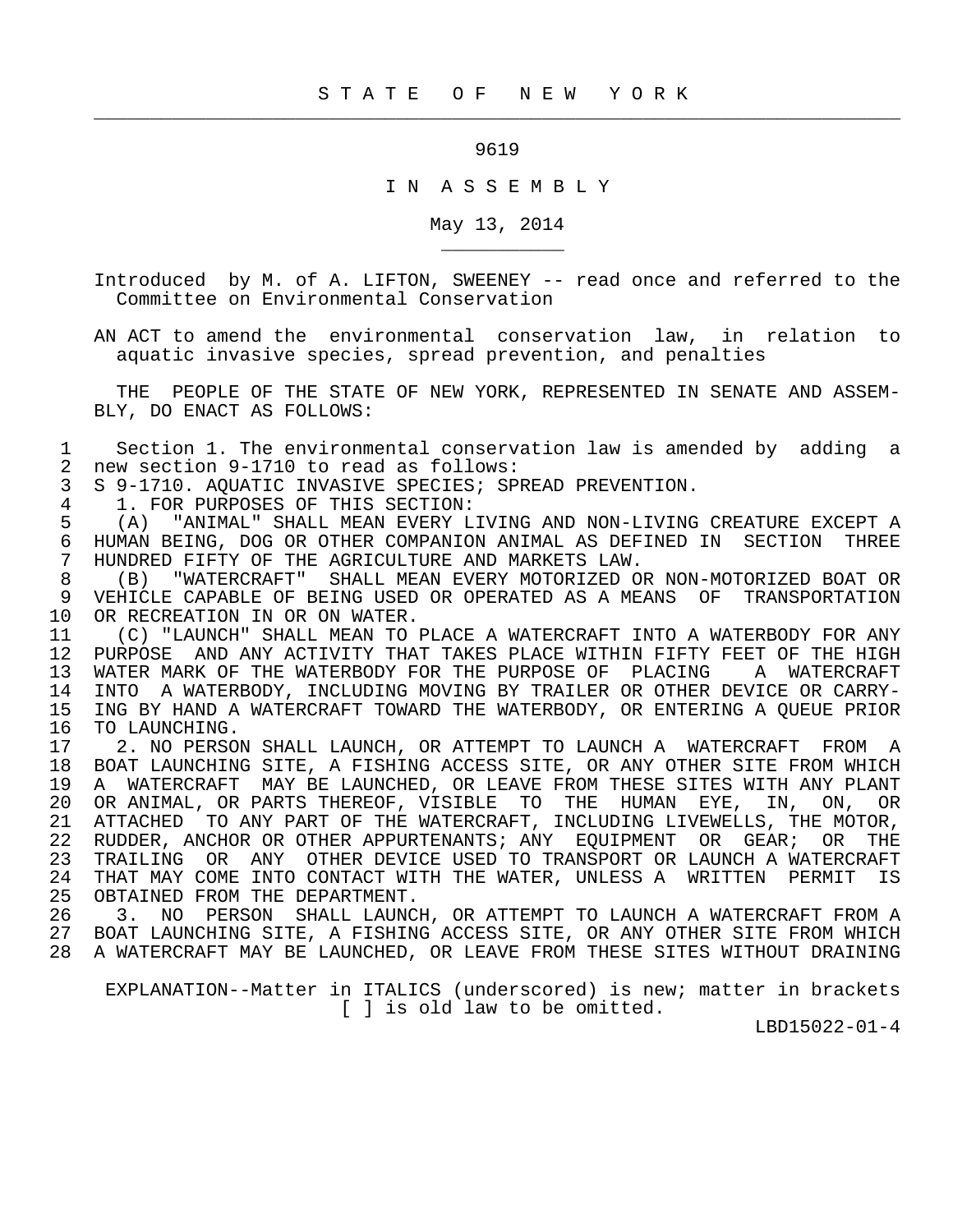STATE OF NEW YORK

9619

IN ASSEMBLY

May 13, 2014

Introduced by M. of A. LIFTON, SWEENEY -- read once and referred to the Committee on Environmental Conservation

AN ACT to amend the environmental conservation law, in relation to aquatic invasive species, spread prevention, and penalties

THE PEOPLE OF THE STATE OF NEW YORK, REPRESENTED IN SENATE AND ASSEMBLY, DO ENACT AS FOLLOWS:

1 Section 1. The environmental conservation law is amended by adding a
2 new section 9-1710 to read as follows:
3 S 9-1710. AQUATIC INVASIVE SPECIES; SPREAD PREVENTION.
4 1. FOR PURPOSES OF THIS SECTION:
5 (A) "ANIMAL" SHALL MEAN EVERY LIVING AND NON-LIVING CREATURE EXCEPT A
6 HUMAN BEING, DOG OR OTHER COMPANION ANIMAL AS DEFINED IN SECTION THREE
7 HUNDRED FIFTY OF THE AGRICULTURE AND MARKETS LAW.
8 (B) "WATERCRAFT" SHALL MEAN EVERY MOTORIZED OR NON-MOTORIZED BOAT OR
9 VEHICLE CAPABLE OF BEING USED OR OPERATED AS A MEANS OF TRANSPORTATION
10 OR RECREATION IN OR ON WATER.
11 (C) "LAUNCH" SHALL MEAN TO PLACE A WATERCRAFT INTO A WATERBODY FOR ANY
12 PURPOSE AND ANY ACTIVITY THAT TAKES PLACE WITHIN FIFTY FEET OF THE HIGH
13 WATER MARK OF THE WATERBODY FOR THE PURPOSE OF PLACING A WATERCRAFT
14 INTO A WATERBODY, INCLUDING MOVING BY TRAILER OR OTHER DEVICE OR CARRY-
15 ING BY HAND A WATERCRAFT TOWARD THE WATERBODY, OR ENTERING A QUEUE PRIOR
16 TO LAUNCHING.
17 2. NO PERSON SHALL LAUNCH, OR ATTEMPT TO LAUNCH A WATERCRAFT FROM A
18 BOAT LAUNCHING SITE, A FISHING ACCESS SITE, OR ANY OTHER SITE FROM WHICH
19 A WATERCRAFT MAY BE LAUNCHED, OR LEAVE FROM THESE SITES WITH ANY PLANT
20 OR ANIMAL, OR PARTS THEREOF, VISIBLE TO THE HUMAN EYE, IN, ON, OR
21 ATTACHED TO ANY PART OF THE WATERCRAFT, INCLUDING LIVEWELLS, THE MOTOR,
22 RUDDER, ANCHOR OR OTHER APPURTENANTS; ANY EQUIPMENT OR GEAR; OR THE
23 TRAILING OR ANY OTHER DEVICE USED TO TRANSPORT OR LAUNCH A WATERCRAFT
24 THAT MAY COME INTO CONTACT WITH THE WATER, UNLESS A WRITTEN PERMIT IS
25 OBTAINED FROM THE DEPARTMENT.
26 3. NO PERSON SHALL LAUNCH, OR ATTEMPT TO LAUNCH A WATERCRAFT FROM A
27 BOAT LAUNCHING SITE, A FISHING ACCESS SITE, OR ANY OTHER SITE FROM WHICH
28 A WATERCRAFT MAY BE LAUNCHED, OR LEAVE FROM THESE SITES WITHOUT DRAINING

EXPLANATION--Matter in ITALICS (underscored) is new; matter in brackets [ ] is old law to be omitted.

LBD15022-01-4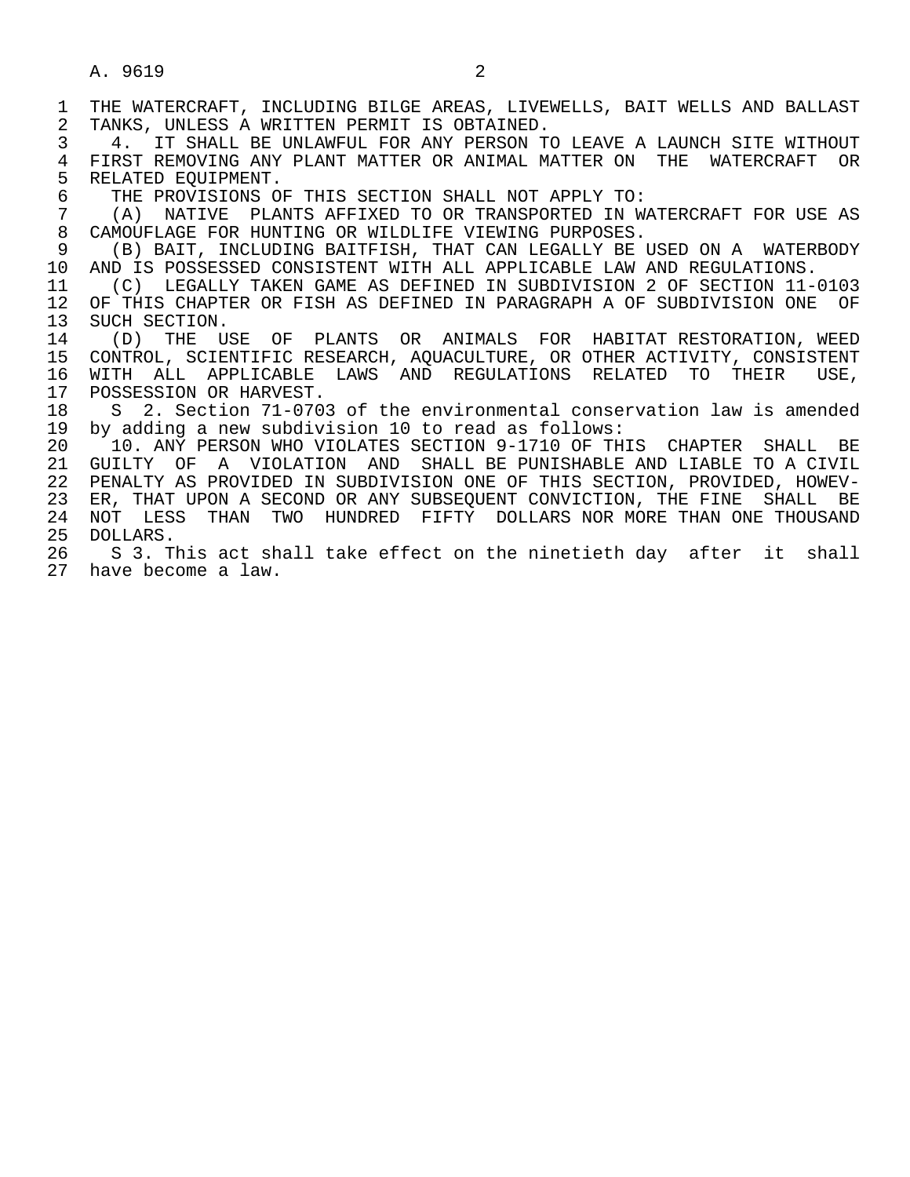THE WATERCRAFT, INCLUDING BILGE AREAS, LIVEWELLS, BAIT WELLS AND BALLAST TANKS, UNLESS A WRITTEN PERMIT IS OBTAINED.

4. IT SHALL BE UNLAWFUL FOR ANY PERSON TO LEAVE A LAUNCH SITE WITHOUT FIRST REMOVING ANY PLANT MATTER OR ANIMAL MATTER ON THE WATERCRAFT OR RELATED EQUIPMENT.

THE PROVISIONS OF THIS SECTION SHALL NOT APPLY TO:

(A) NATIVE PLANTS AFFIXED TO OR TRANSPORTED IN WATERCRAFT FOR USE AS CAMOUFLAGE FOR HUNTING OR WILDLIFE VIEWING PURPOSES.

(B) BAIT, INCLUDING BAITFISH, THAT CAN LEGALLY BE USED ON A WATERBODY AND IS POSSESSED CONSISTENT WITH ALL APPLICABLE LAW AND REGULATIONS.

(C) LEGALLY TAKEN GAME AS DEFINED IN SUBDIVISION 2 OF SECTION 11-0103 OF THIS CHAPTER OR FISH AS DEFINED IN PARAGRAPH A OF SUBDIVISION ONE OF SUCH SECTION.

(D) THE USE OF PLANTS OR ANIMALS FOR HABITAT RESTORATION, WEED CONTROL, SCIENTIFIC RESEARCH, AQUACULTURE, OR OTHER ACTIVITY, CONSISTENT WITH ALL APPLICABLE LAWS AND REGULATIONS RELATED TO THEIR USE, POSSESSION OR HARVEST.

S 2. Section 71-0703 of the environmental conservation law is amended by adding a new subdivision 10 to read as follows:

10. ANY PERSON WHO VIOLATES SECTION 9-1710 OF THIS CHAPTER SHALL BE GUILTY OF A VIOLATION AND SHALL BE PUNISHABLE AND LIABLE TO A CIVIL PENALTY AS PROVIDED IN SUBDIVISION ONE OF THIS SECTION, PROVIDED, HOWEVER, THAT UPON A SECOND OR ANY SUBSEQUENT CONVICTION, THE FINE SHALL BE NOT LESS THAN TWO HUNDRED FIFTY DOLLARS NOR MORE THAN ONE THOUSAND DOLLARS.

S 3. This act shall take effect on the ninetieth day after it shall have become a law.